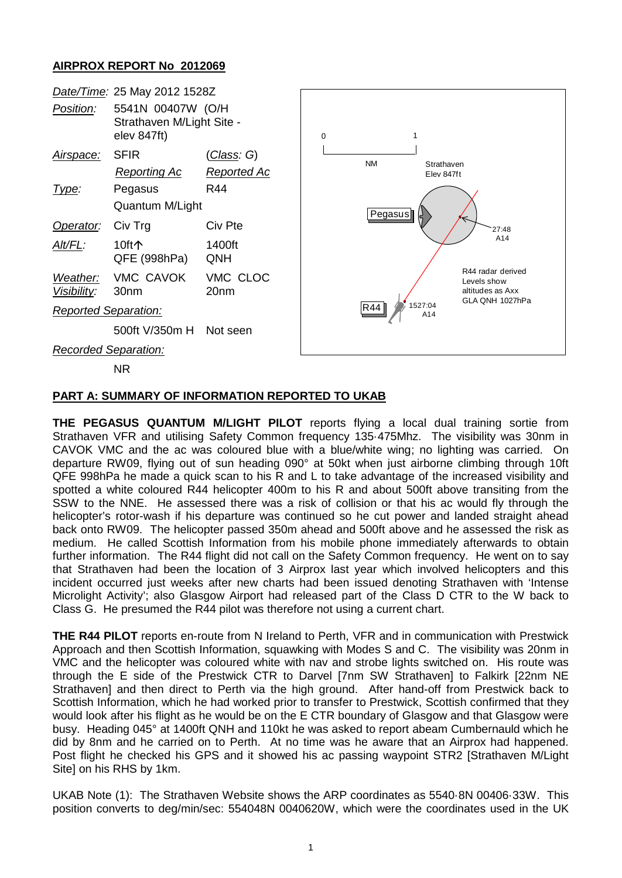## AIRPROX REPORT No 2012069

| | | |
|---|---|---|
| *Date/Time:* | 25 May 2012 1528Z | |
| *Position:* | 5541N 00407W (O/H Strathaven M/Light Site - elev 847ft) | |
| *Airspace:* | SFIR | (*Class*: G) |
| | *Reporting Ac* | *Reported Ac* |
| *Type:* | Pegasus Quantum M/Light | R44 |
| *Operator:* | Civ Trg | Civ Pte |
| *Alt/FL:* | 10ft↑ QFE (998hPa) | 1400ft QNH |
| *Weather:* | VMC CAVOK | VMC CLOC |
| *Visibility:* | 30nm | 20nm |
| *Reported Separation:* | | |
| | 500ft V/350m H | Not seen |
| *Recorded Separation:* | | |
| | NR | |

0 1 NM

Strathaven Elev 847ft

Pegasus

27:48 A14

R44 radar derived Levels show altitudes as Axx GLA QNH 1027hPa

R44 1527:04 A14

## PART A: SUMMARY OF INFORMATION REPORTED TO UKAB

**THE PEGASUS QUANTUM M/LIGHT PILOT** reports flying a local dual training sortie from Strathaven VFR and utilising Safety Common frequency 135·475Mhz. The visibility was 30nm in CAVOK VMC and the ac was coloured blue with a blue/white wing; no lighting was carried. On departure RW09, flying out of sun heading 090° at 50kt when just airborne climbing through 10ft QFE 998hPa he made a quick scan to his R and L to take advantage of the increased visibility and spotted a white coloured R44 helicopter 400m to his R and about 500ft above transiting from the SSW to the NNE. He assessed there was a risk of collision or that his ac would fly through the helicopter's rotor-wash if his departure was continued so he cut power and landed straight ahead back onto RW09. The helicopter passed 350m ahead and 500ft above and he assessed the risk as medium. He called Scottish Information from his mobile phone immediately afterwards to obtain further information. The R44 flight did not call on the Safety Common frequency. He went on to say that Strathaven had been the location of 3 Airprox last year which involved helicopters and this incident occurred just weeks after new charts had been issued denoting Strathaven with 'Intense Microlight Activity'; also Glasgow Airport had released part of the Class D CTR to the W back to Class G. He presumed the R44 pilot was therefore not using a current chart.

**THE R44 PILOT** reports en-route from N Ireland to Perth, VFR and in communication with Prestwick Approach and then Scottish Information, squawking with Modes S and C. The visibility was 20nm in VMC and the helicopter was coloured white with nav and strobe lights switched on. His route was through the E side of the Prestwick CTR to Darvel [7nm SW Strathaven] to Falkirk [22nm NE Strathaven] and then direct to Perth via the high ground. After hand-off from Prestwick back to Scottish Information, which he had worked prior to transfer to Prestwick, Scottish confirmed that they would look after his flight as he would be on the E CTR boundary of Glasgow and that Glasgow were busy. Heading 045° at 1400ft QNH and 110kt he was asked to report abeam Cumbernauld which he did by 8nm and he carried on to Perth. At no time was he aware that an Airprox had happened. Post flight he checked his GPS and it showed his ac passing waypoint STR2 [Strathaven M/Light Site] on his RHS by 1km.

UKAB Note (1): The Strathaven Website shows the ARP coordinates as 5540·8N 00406·33W. This position converts to deg/min/sec: 554048N 0040620W, which were the coordinates used in the UK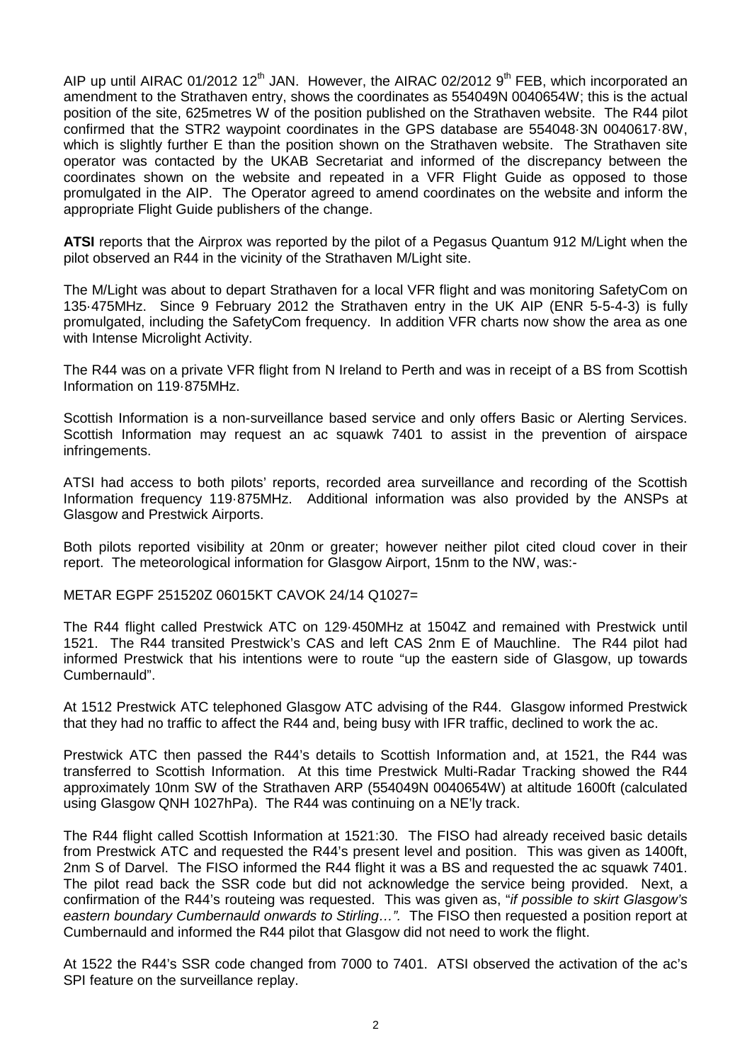AIP up until AIRAC 01/2012 12th JAN. However, the AIRAC 02/2012 9th FEB, which incorporated an amendment to the Strathaven entry, shows the coordinates as 554049N 0040654W; this is the actual position of the site, 625metres W of the position published on the Strathaven website. The R44 pilot confirmed that the STR2 waypoint coordinates in the GPS database are 554048·3N 0040617·8W, which is slightly further E than the position shown on the Strathaven website. The Strathaven site operator was contacted by the UKAB Secretariat and informed of the discrepancy between the coordinates shown on the website and repeated in a VFR Flight Guide as opposed to those promulgated in the AIP. The Operator agreed to amend coordinates on the website and inform the appropriate Flight Guide publishers of the change.

**ATSI** reports that the Airprox was reported by the pilot of a Pegasus Quantum 912 M/Light when the pilot observed an R44 in the vicinity of the Strathaven M/Light site.

The M/Light was about to depart Strathaven for a local VFR flight and was monitoring SafetyCom on 135·475MHz. Since 9 February 2012 the Strathaven entry in the UK AIP (ENR 5-5-4-3) is fully promulgated, including the SafetyCom frequency. In addition VFR charts now show the area as one with Intense Microlight Activity.

The R44 was on a private VFR flight from N Ireland to Perth and was in receipt of a BS from Scottish Information on 119·875MHz.

Scottish Information is a non-surveillance based service and only offers Basic or Alerting Services. Scottish Information may request an ac squawk 7401 to assist in the prevention of airspace infringements.

ATSI had access to both pilots' reports, recorded area surveillance and recording of the Scottish Information frequency 119·875MHz. Additional information was also provided by the ANSPs at Glasgow and Prestwick Airports.

Both pilots reported visibility at 20nm or greater; however neither pilot cited cloud cover in their report. The meteorological information for Glasgow Airport, 15nm to the NW, was:-

METAR EGPF 251520Z 06015KT CAVOK 24/14 Q1027=

The R44 flight called Prestwick ATC on 129·450MHz at 1504Z and remained with Prestwick until 1521. The R44 transited Prestwick's CAS and left CAS 2nm E of Mauchline. The R44 pilot had informed Prestwick that his intentions were to route "up the eastern side of Glasgow, up towards Cumbernauld".

At 1512 Prestwick ATC telephoned Glasgow ATC advising of the R44. Glasgow informed Prestwick that they had no traffic to affect the R44 and, being busy with IFR traffic, declined to work the ac.

Prestwick ATC then passed the R44's details to Scottish Information and, at 1521, the R44 was transferred to Scottish Information. At this time Prestwick Multi-Radar Tracking showed the R44 approximately 10nm SW of the Strathaven ARP (554049N 0040654W) at altitude 1600ft (calculated using Glasgow QNH 1027hPa). The R44 was continuing on a NE'ly track.

The R44 flight called Scottish Information at 1521:30. The FISO had already received basic details from Prestwick ATC and requested the R44's present level and position. This was given as 1400ft, 2nm S of Darvel. The FISO informed the R44 flight it was a BS and requested the ac squawk 7401. The pilot read back the SSR code but did not acknowledge the service being provided. Next, a confirmation of the R44's routeing was requested. This was given as, "*if possible to skirt Glasgow's eastern boundary Cumbernauld onwards to Stirling…".* The FISO then requested a position report at Cumbernauld and informed the R44 pilot that Glasgow did not need to work the flight.

At 1522 the R44's SSR code changed from 7000 to 7401. ATSI observed the activation of the ac's SPI feature on the surveillance replay.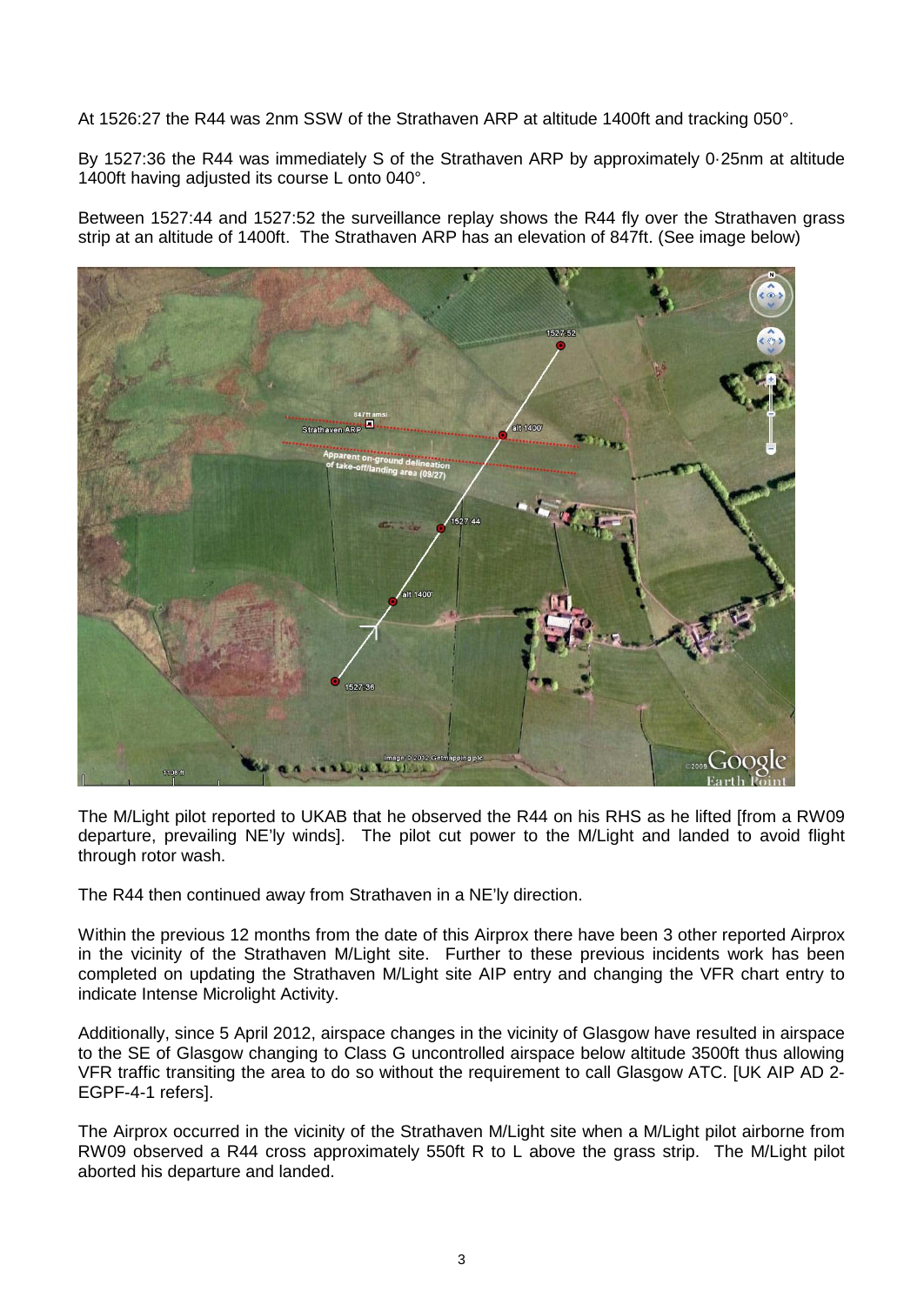At 1526:27 the R44 was 2nm SSW of the Strathaven ARP at altitude 1400ft and tracking 050°.

By 1527:36 the R44 was immediately S of the Strathaven ARP by approximately 0·25nm at altitude 1400ft having adjusted its course L onto 040°.

Between 1527:44 and 1527:52 the surveillance replay shows the R44 fly over the Strathaven grass strip at an altitude of 1400ft. The Strathaven ARP has an elevation of 847ft. (See image below)

The M/Light pilot reported to UKAB that he observed the R44 on his RHS as he lifted [from a RW09 departure, prevailing NE'ly winds]. The pilot cut power to the M/Light and landed to avoid flight through rotor wash.

The R44 then continued away from Strathaven in a NE'ly direction.

Within the previous 12 months from the date of this Airprox there have been 3 other reported Airprox in the vicinity of the Strathaven M/Light site. Further to these previous incidents work has been completed on updating the Strathaven M/Light site AIP entry and changing the VFR chart entry to indicate Intense Microlight Activity.

Additionally, since 5 April 2012, airspace changes in the vicinity of Glasgow have resulted in airspace to the SE of Glasgow changing to Class G uncontrolled airspace below altitude 3500ft thus allowing VFR traffic transiting the area to do so without the requirement to call Glasgow ATC. [UK AIP AD 2-EGPF-4-1 refers].

The Airprox occurred in the vicinity of the Strathaven M/Light site when a M/Light pilot airborne from RW09 observed a R44 cross approximately 550ft R to L above the grass strip. The M/Light pilot aborted his departure and landed.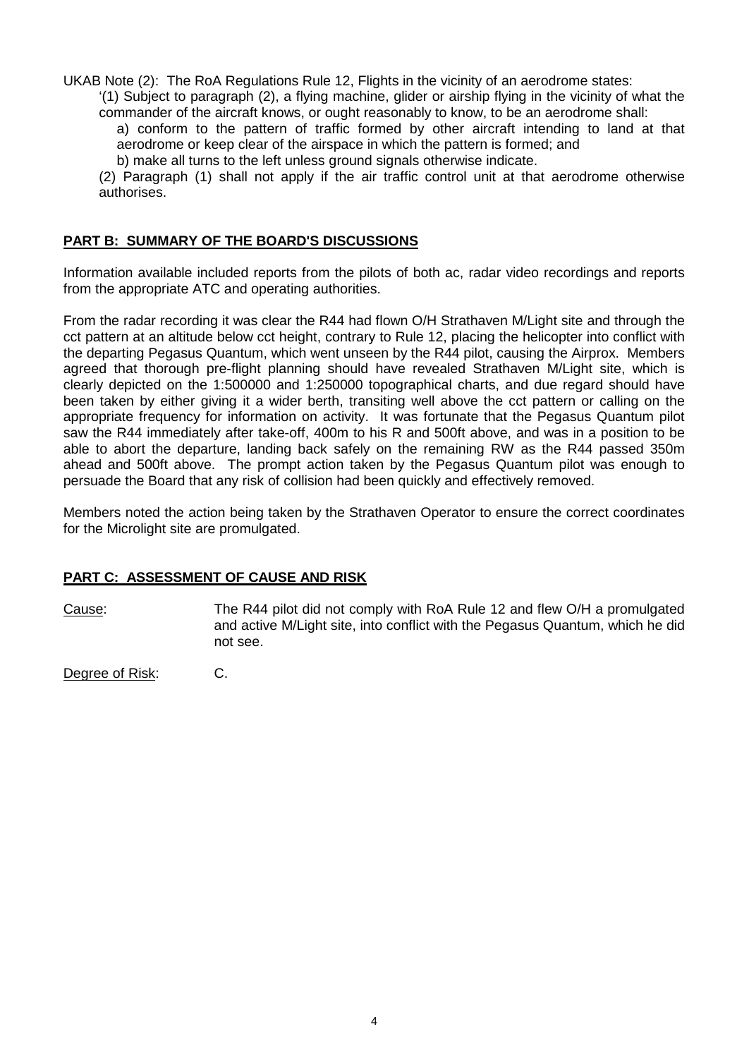UKAB Note (2): The RoA Regulations Rule 12, Flights in the vicinity of an aerodrome states:

'(1) Subject to paragraph (2), a flying machine, glider or airship flying in the vicinity of what the commander of the aircraft knows, or ought reasonably to know, to be an aerodrome shall:

a) conform to the pattern of traffic formed by other aircraft intending to land at that aerodrome or keep clear of the airspace in which the pattern is formed; and

b) make all turns to the left unless ground signals otherwise indicate.

(2) Paragraph (1) shall not apply if the air traffic control unit at that aerodrome otherwise authorises.

## PART B: SUMMARY OF THE BOARD'S DISCUSSIONS

Information available included reports from the pilots of both ac, radar video recordings and reports from the appropriate ATC and operating authorities.

From the radar recording it was clear the R44 had flown O/H Strathaven M/Light site and through the cct pattern at an altitude below cct height, contrary to Rule 12, placing the helicopter into conflict with the departing Pegasus Quantum, which went unseen by the R44 pilot, causing the Airprox. Members agreed that thorough pre-flight planning should have revealed Strathaven M/Light site, which is clearly depicted on the 1:500000 and 1:250000 topographical charts, and due regard should have been taken by either giving it a wider berth, transiting well above the cct pattern or calling on the appropriate frequency for information on activity. It was fortunate that the Pegasus Quantum pilot saw the R44 immediately after take-off, 400m to his R and 500ft above, and was in a position to be able to abort the departure, landing back safely on the remaining RW as the R44 passed 350m ahead and 500ft above. The prompt action taken by the Pegasus Quantum pilot was enough to persuade the Board that any risk of collision had been quickly and effectively removed.

Members noted the action being taken by the Strathaven Operator to ensure the correct coordinates for the Microlight site are promulgated.

## PART C: ASSESSMENT OF CAUSE AND RISK

Cause: The R44 pilot did not comply with RoA Rule 12 and flew O/H a promulgated and active M/Light site, into conflict with the Pegasus Quantum, which he did not see.

Degree of Risk: C.